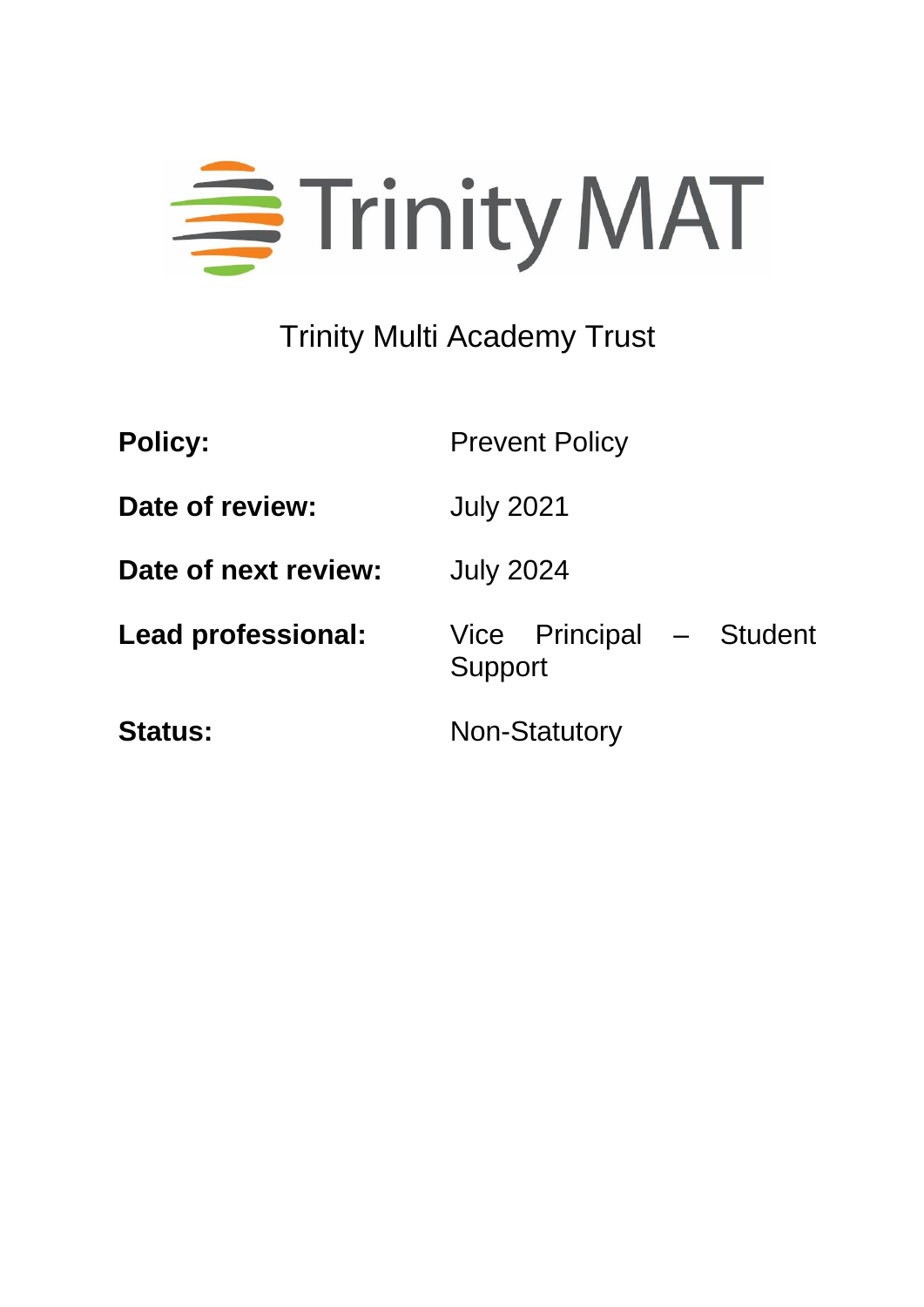Trinity MAT

# Trinity Multi Academy Trust

| | |
|---|---|
| **Policy:** | Prevent Policy |
| **Date of review:** | July 2021 |
| **Date of next review:** | July 2024 |
| **Lead professional:** | Vice Principal – Student Support |
| **Status:** | Non-Statutory |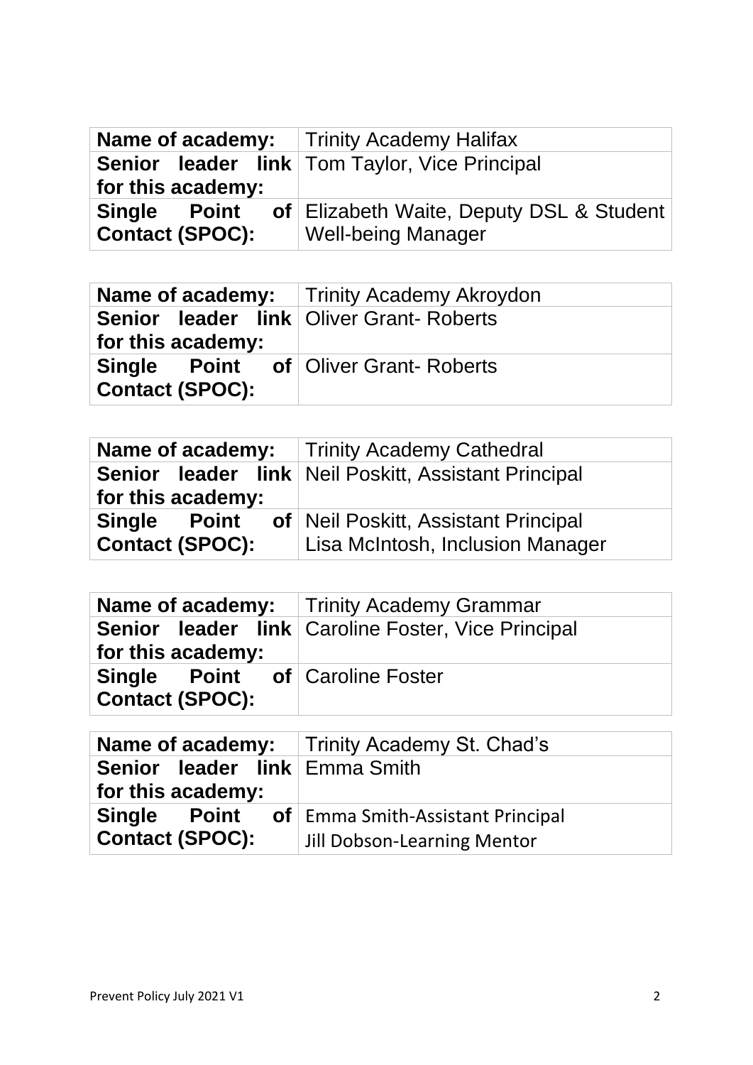| **Name of academy:** | Trinity Academy Halifax |
| --- | --- |
| **Senior leader link for this academy:** | Tom Taylor, Vice Principal |
| **Single Point of Contact (SPOC):** | Elizabeth Waite, Deputy DSL & Student Well-being Manager |

| **Name of academy:** | Trinity Academy Akroydon |
| --- | --- |
| **Senior leader link for this academy:** | Oliver Grant- Roberts |
| **Single Point of Contact (SPOC):** | Oliver Grant- Roberts |

| **Name of academy:** | Trinity Academy Cathedral |
| --- | --- |
| **Senior leader link for this academy:** | Neil Poskitt, Assistant Principal |
| **Single Point of Contact (SPOC):** | Neil Poskitt, Assistant Principal<br>Lisa McIntosh, Inclusion Manager |

| **Name of academy:** | Trinity Academy Grammar |
| --- | --- |
| **Senior leader link for this academy:** | Caroline Foster, Vice Principal |
| **Single Point of Contact (SPOC):** | Caroline Foster |

| **Name of academy:** | Trinity Academy St. Chad's |
| --- | --- |
| **Senior leader link for this academy:** | Emma Smith |
| **Single Point of Contact (SPOC):** | Emma Smith-Assistant Principal<br>Jill Dobson-Learning Mentor |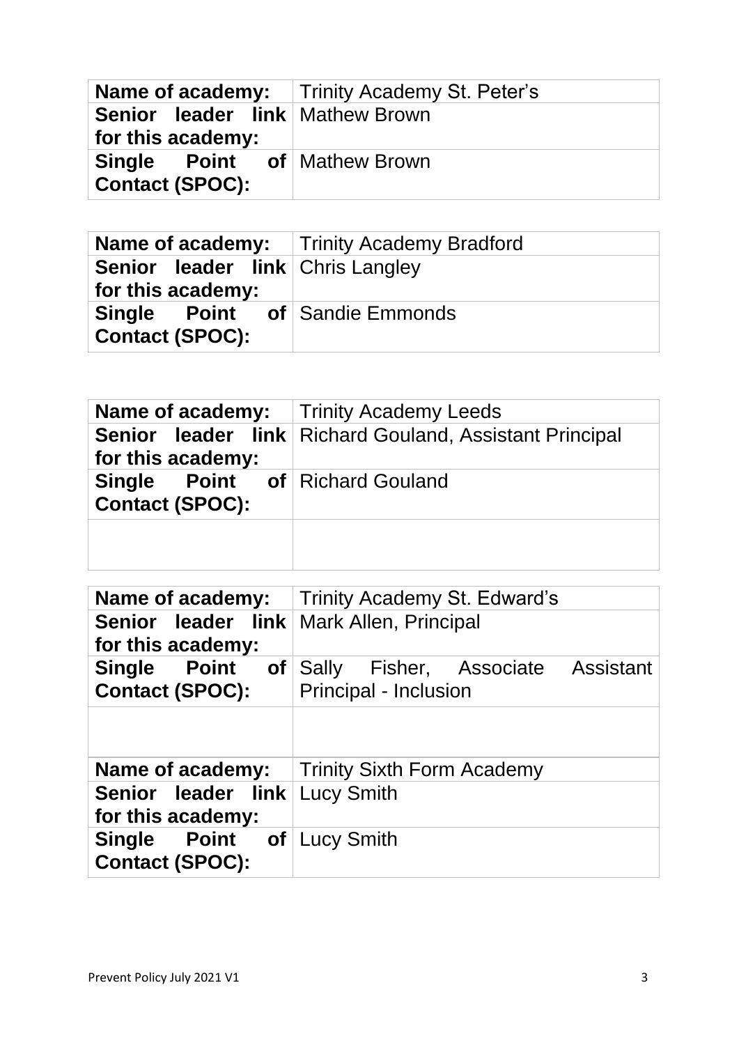| **Name of academy:** | Trinity Academy St. Peter's |
|---|---|
| **Senior leader link for this academy:** | Mathew Brown |
| **Single Point of Contact (SPOC):** | Mathew Brown |

| **Name of academy:** | Trinity Academy Bradford |
|---|---|
| **Senior leader link for this academy:** | Chris Langley |
| **Single Point of Contact (SPOC):** | Sandie Emmonds |

| **Name of academy:** | Trinity Academy Leeds |
|---|---|
| **Senior leader link for this academy:** | Richard Gouland, Assistant Principal |
| **Single Point of Contact (SPOC):** | Richard Gouland |
| | |

| **Name of academy:** | Trinity Academy St. Edward's |
|---|---|
| **Senior leader link for this academy:** | Mark Allen, Principal |
| **Single Point of Contact (SPOC):** | Sally Fisher, Associate Assistant Principal - Inclusion |
| | |
| **Name of academy:** | Trinity Sixth Form Academy |
| **Senior leader link for this academy:** | Lucy Smith |
| **Single Point of Contact (SPOC):** | Lucy Smith |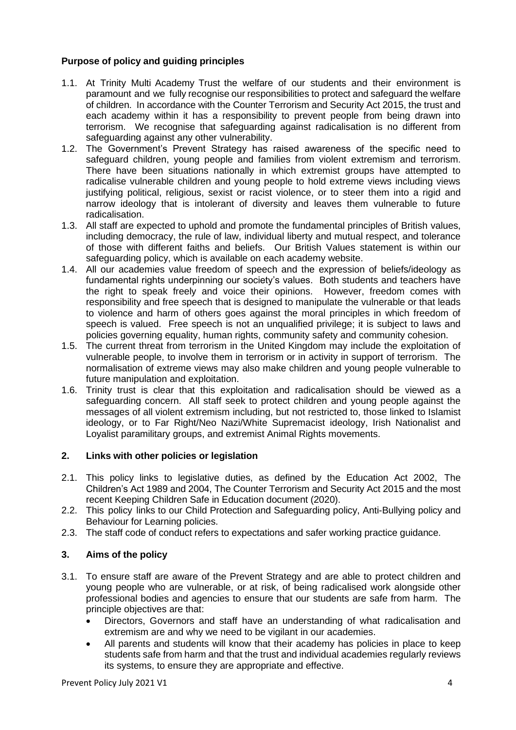**Purpose of policy and guiding principles**

1.1. At Trinity Multi Academy Trust the welfare of our students and their environment is paramount and we fully recognise our responsibilities to protect and safeguard the welfare of children. In accordance with the Counter Terrorism and Security Act 2015, the trust and each academy within it has a responsibility to prevent people from being drawn into terrorism. We recognise that safeguarding against radicalisation is no different from safeguarding against any other vulnerability.

1.2. The Government's Prevent Strategy has raised awareness of the specific need to safeguard children, young people and families from violent extremism and terrorism. There have been situations nationally in which extremist groups have attempted to radicalise vulnerable children and young people to hold extreme views including views justifying political, religious, sexist or racist violence, or to steer them into a rigid and narrow ideology that is intolerant of diversity and leaves them vulnerable to future radicalisation.

1.3. All staff are expected to uphold and promote the fundamental principles of British values, including democracy, the rule of law, individual liberty and mutual respect, and tolerance of those with different faiths and beliefs. Our British Values statement is within our safeguarding policy, which is available on each academy website.

1.4. All our academies value freedom of speech and the expression of beliefs/ideology as fundamental rights underpinning our society's values. Both students and teachers have the right to speak freely and voice their opinions. However, freedom comes with responsibility and free speech that is designed to manipulate the vulnerable or that leads to violence and harm of others goes against the moral principles in which freedom of speech is valued. Free speech is not an unqualified privilege; it is subject to laws and policies governing equality, human rights, community safety and community cohesion.

1.5. The current threat from terrorism in the United Kingdom may include the exploitation of vulnerable people, to involve them in terrorism or in activity in support of terrorism. The normalisation of extreme views may also make children and young people vulnerable to future manipulation and exploitation.

1.6. Trinity trust is clear that this exploitation and radicalisation should be viewed as a safeguarding concern. All staff seek to protect children and young people against the messages of all violent extremism including, but not restricted to, those linked to Islamist ideology, or to Far Right/Neo Nazi/White Supremacist ideology, Irish Nationalist and Loyalist paramilitary groups, and extremist Animal Rights movements.

## 2. Links with other policies or legislation

2.1. This policy links to legislative duties, as defined by the Education Act 2002, The Children's Act 1989 and 2004, The Counter Terrorism and Security Act 2015 and the most recent Keeping Children Safe in Education document (2020).

2.2. This policy links to our Child Protection and Safeguarding policy, Anti-Bullying policy and Behaviour for Learning policies.

2.3. The staff code of conduct refers to expectations and safer working practice guidance.

## 3. Aims of the policy

3.1. To ensure staff are aware of the Prevent Strategy and are able to protect children and young people who are vulnerable, or at risk, of being radicalised work alongside other professional bodies and agencies to ensure that our students are safe from harm. The principle objectives are that:

- Directors, Governors and staff have an understanding of what radicalisation and extremism are and why we need to be vigilant in our academies.
- All parents and students will know that their academy has policies in place to keep students safe from harm and that the trust and individual academies regularly reviews its systems, to ensure they are appropriate and effective.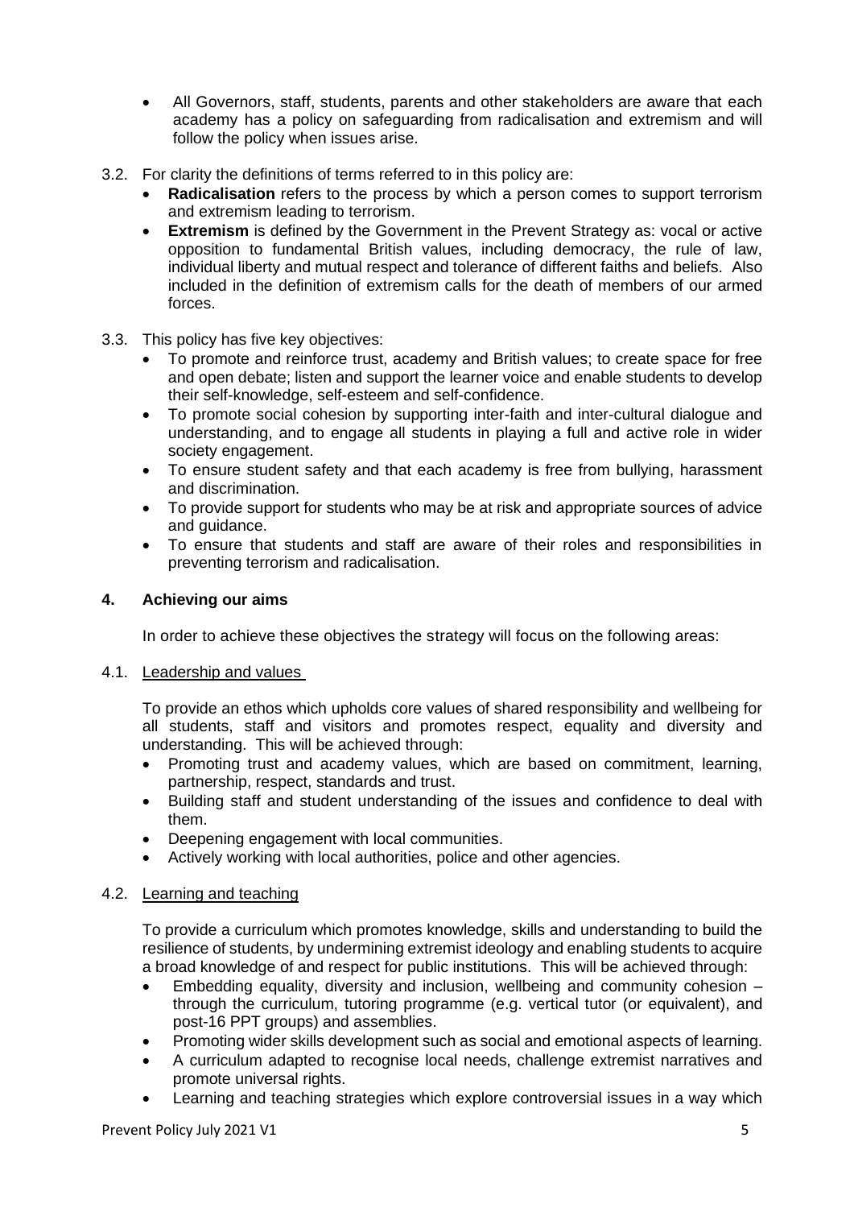- All Governors, staff, students, parents and other stakeholders are aware that each academy has a policy on safeguarding from radicalisation and extremism and will follow the policy when issues arise.

3.2. For clarity the definitions of terms referred to in this policy are:

- **Radicalisation** refers to the process by which a person comes to support terrorism and extremism leading to terrorism.
- **Extremism** is defined by the Government in the Prevent Strategy as: vocal or active opposition to fundamental British values, including democracy, the rule of law, individual liberty and mutual respect and tolerance of different faiths and beliefs. Also included in the definition of extremism calls for the death of members of our armed forces.

3.3. This policy has five key objectives:

- To promote and reinforce trust, academy and British values; to create space for free and open debate; listen and support the learner voice and enable students to develop their self-knowledge, self-esteem and self-confidence.
- To promote social cohesion by supporting inter-faith and inter-cultural dialogue and understanding, and to engage all students in playing a full and active role in wider society engagement.
- To ensure student safety and that each academy is free from bullying, harassment and discrimination.
- To provide support for students who may be at risk and appropriate sources of advice and guidance.
- To ensure that students and staff are aware of their roles and responsibilities in preventing terrorism and radicalisation.

## 4. Achieving our aims

In order to achieve these objectives the strategy will focus on the following areas:

4.1. Leadership and values

To provide an ethos which upholds core values of shared responsibility and wellbeing for all students, staff and visitors and promotes respect, equality and diversity and understanding. This will be achieved through:

- Promoting trust and academy values, which are based on commitment, learning, partnership, respect, standards and trust.
- Building staff and student understanding of the issues and confidence to deal with them.
- Deepening engagement with local communities.
- Actively working with local authorities, police and other agencies.

4.2. Learning and teaching

To provide a curriculum which promotes knowledge, skills and understanding to build the resilience of students, by undermining extremist ideology and enabling students to acquire a broad knowledge of and respect for public institutions. This will be achieved through:

- Embedding equality, diversity and inclusion, wellbeing and community cohesion – through the curriculum, tutoring programme (e.g. vertical tutor (or equivalent), and post-16 PPT groups) and assemblies.
- Promoting wider skills development such as social and emotional aspects of learning.
- A curriculum adapted to recognise local needs, challenge extremist narratives and promote universal rights.
- Learning and teaching strategies which explore controversial issues in a way which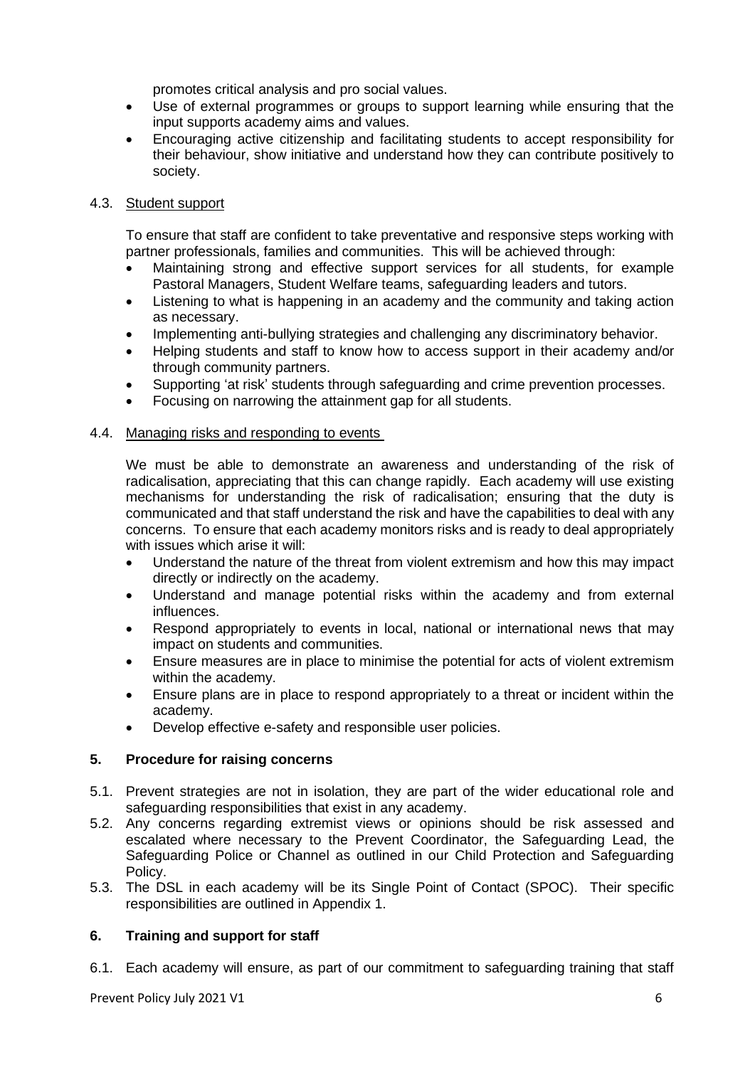promotes critical analysis and pro social values.
- Use of external programmes or groups to support learning while ensuring that the input supports academy aims and values.
- Encouraging active citizenship and facilitating students to accept responsibility for their behaviour, show initiative and understand how they can contribute positively to society.

### 4.3. Student support

To ensure that staff are confident to take preventative and responsive steps working with partner professionals, families and communities. This will be achieved through:

- Maintaining strong and effective support services for all students, for example Pastoral Managers, Student Welfare teams, safeguarding leaders and tutors.
- Listening to what is happening in an academy and the community and taking action as necessary.
- Implementing anti-bullying strategies and challenging any discriminatory behavior.
- Helping students and staff to know how to access support in their academy and/or through community partners.
- Supporting 'at risk' students through safeguarding and crime prevention processes.
- Focusing on narrowing the attainment gap for all students.

### 4.4. Managing risks and responding to events

We must be able to demonstrate an awareness and understanding of the risk of radicalisation, appreciating that this can change rapidly. Each academy will use existing mechanisms for understanding the risk of radicalisation; ensuring that the duty is communicated and that staff understand the risk and have the capabilities to deal with any concerns. To ensure that each academy monitors risks and is ready to deal appropriately with issues which arise it will:

- Understand the nature of the threat from violent extremism and how this may impact directly or indirectly on the academy.
- Understand and manage potential risks within the academy and from external influences.
- Respond appropriately to events in local, national or international news that may impact on students and communities.
- Ensure measures are in place to minimise the potential for acts of violent extremism within the academy.
- Ensure plans are in place to respond appropriately to a threat or incident within the academy.
- Develop effective e-safety and responsible user policies.

## 5. Procedure for raising concerns

5.1. Prevent strategies are not in isolation, they are part of the wider educational role and safeguarding responsibilities that exist in any academy.

5.2. Any concerns regarding extremist views or opinions should be risk assessed and escalated where necessary to the Prevent Coordinator, the Safeguarding Lead, the Safeguarding Police or Channel as outlined in our Child Protection and Safeguarding Policy.

5.3. The DSL in each academy will be its Single Point of Contact (SPOC). Their specific responsibilities are outlined in Appendix 1.

## 6. Training and support for staff

6.1. Each academy will ensure, as part of our commitment to safeguarding training that staff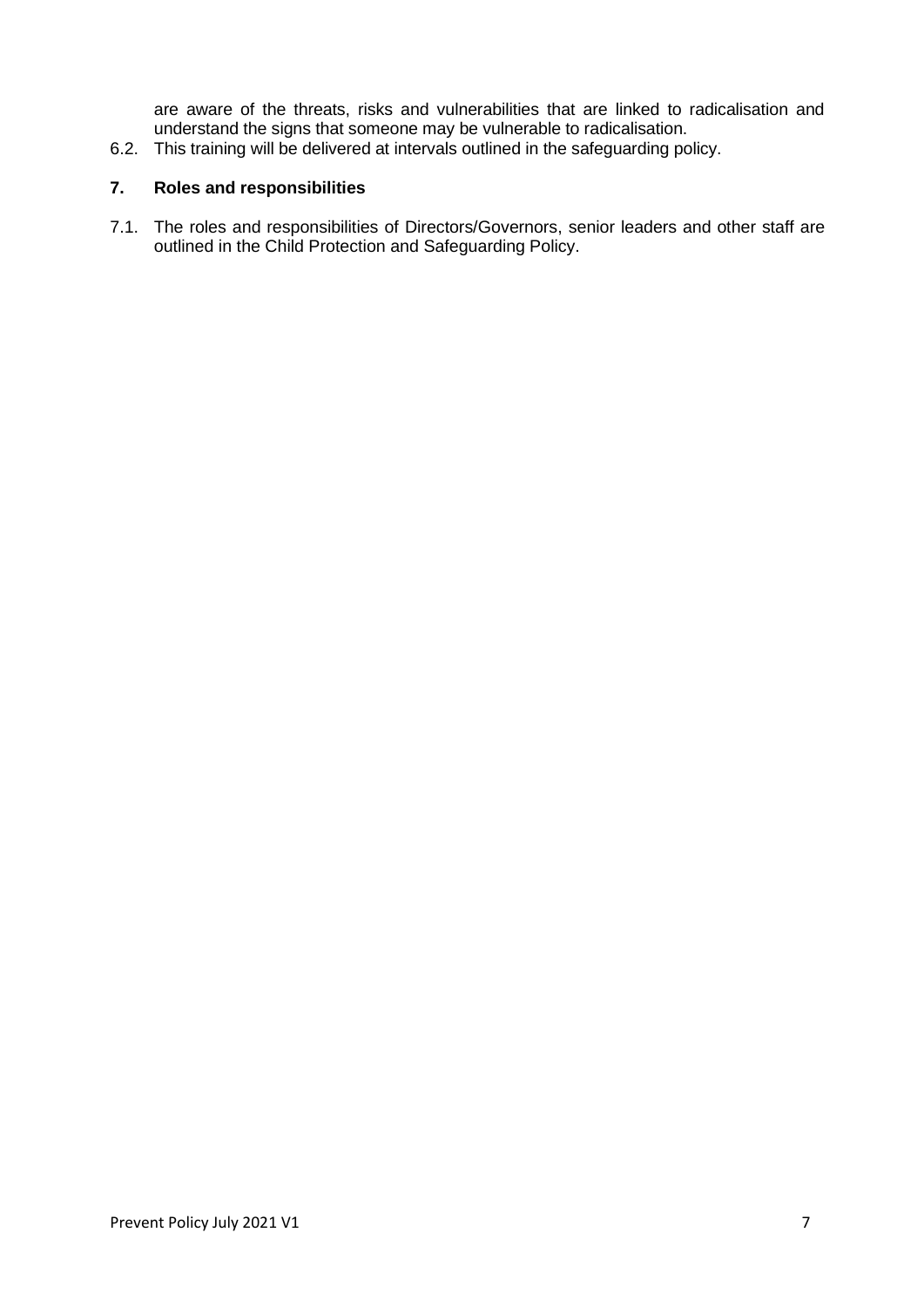are aware of the threats, risks and vulnerabilities that are linked to radicalisation and understand the signs that someone may be vulnerable to radicalisation.

6.2. This training will be delivered at intervals outlined in the safeguarding policy.

## 7. Roles and responsibilities

7.1. The roles and responsibilities of Directors/Governors, senior leaders and other staff are outlined in the Child Protection and Safeguarding Policy.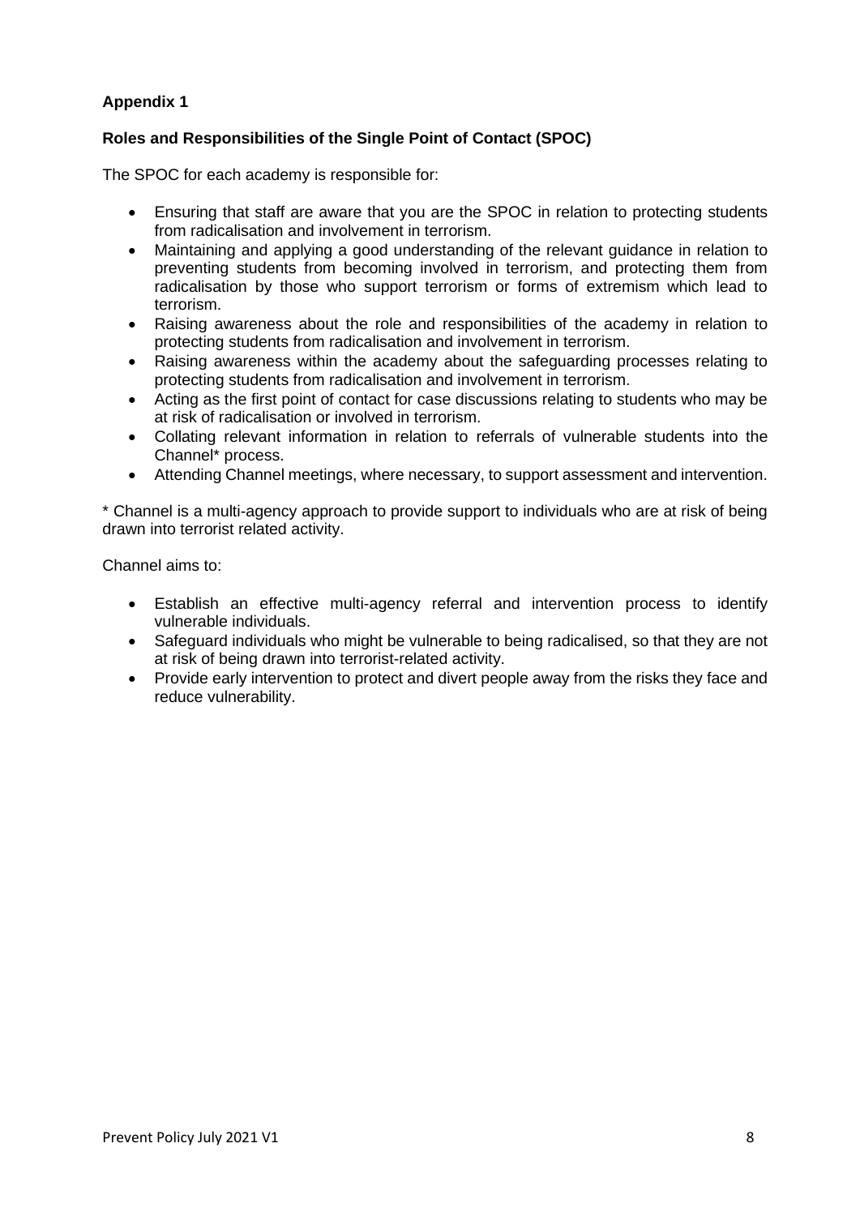**Appendix 1**

**Roles and Responsibilities of the Single Point of Contact (SPOC)**

The SPOC for each academy is responsible for:

- Ensuring that staff are aware that you are the SPOC in relation to protecting students from radicalisation and involvement in terrorism.
- Maintaining and applying a good understanding of the relevant guidance in relation to preventing students from becoming involved in terrorism, and protecting them from radicalisation by those who support terrorism or forms of extremism which lead to terrorism.
- Raising awareness about the role and responsibilities of the academy in relation to protecting students from radicalisation and involvement in terrorism.
- Raising awareness within the academy about the safeguarding processes relating to protecting students from radicalisation and involvement in terrorism.
- Acting as the first point of contact for case discussions relating to students who may be at risk of radicalisation or involved in terrorism.
- Collating relevant information in relation to referrals of vulnerable students into the Channel* process.
- Attending Channel meetings, where necessary, to support assessment and intervention.

* Channel is a multi-agency approach to provide support to individuals who are at risk of being drawn into terrorist related activity.

Channel aims to:

- Establish an effective multi-agency referral and intervention process to identify vulnerable individuals.
- Safeguard individuals who might be vulnerable to being radicalised, so that they are not at risk of being drawn into terrorist-related activity.
- Provide early intervention to protect and divert people away from the risks they face and reduce vulnerability.